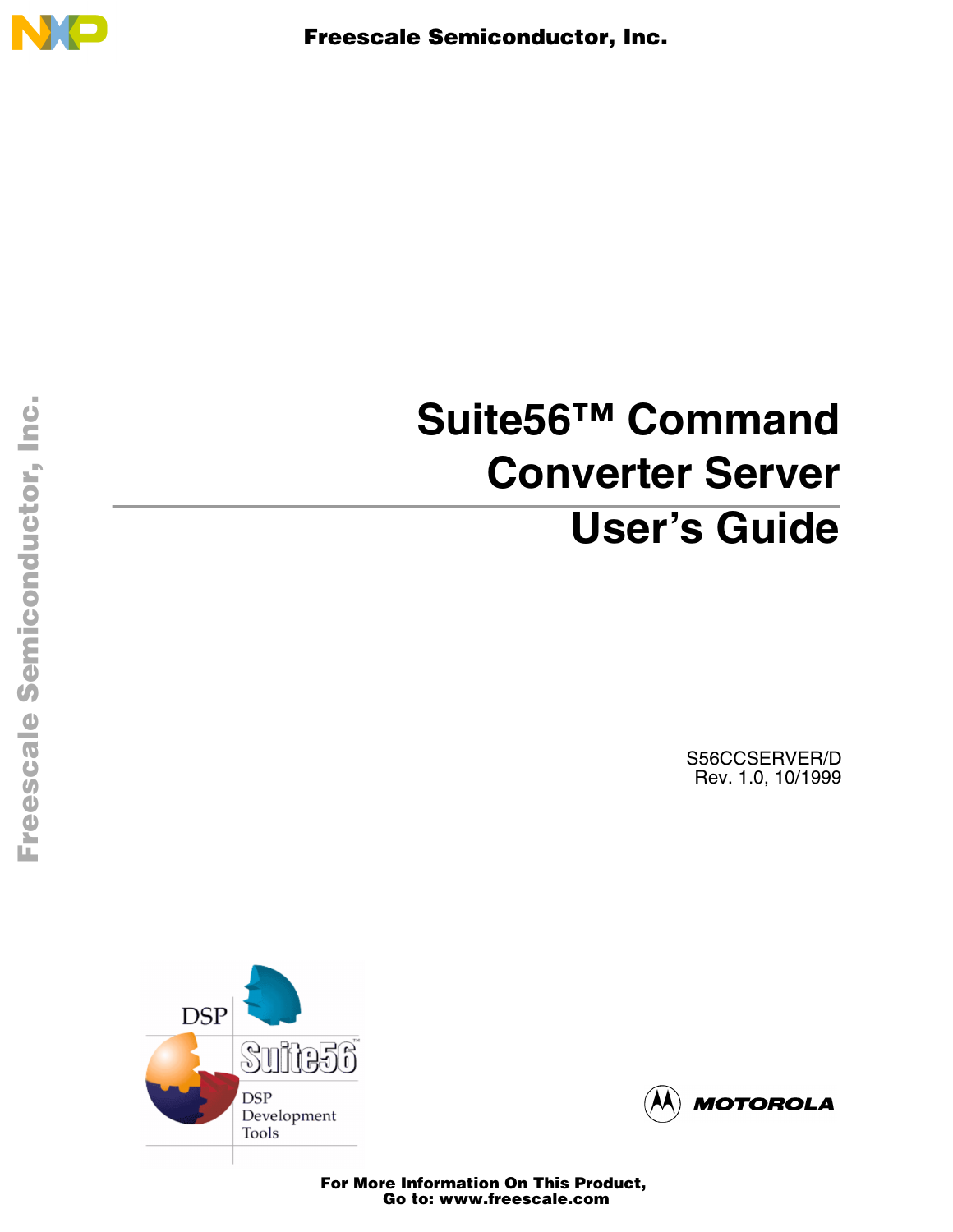# Suite56™ Command Converter Server User's Guide

S56CCSERVER/D
Rev. 1.0, 10/1999

DSP Suite56™ DSP Development Tools

MOTOROLA

For More Information On This Product,
Go to: www.freescale.com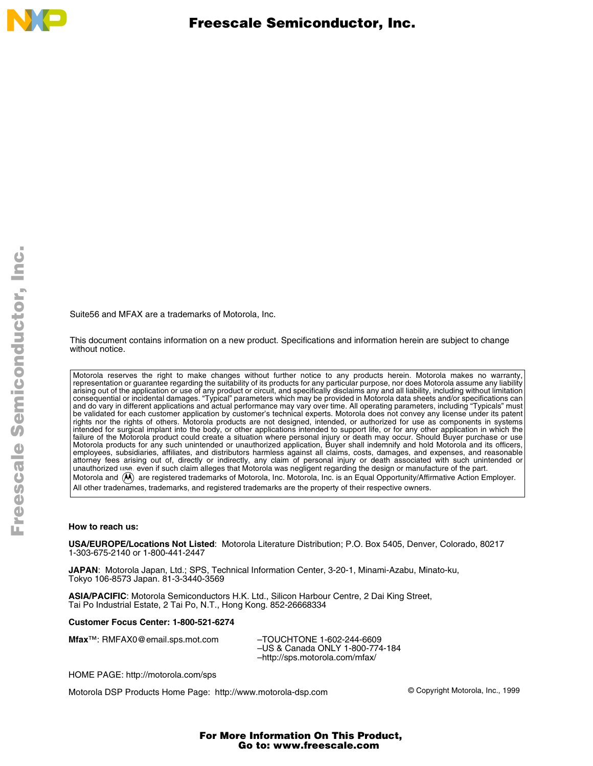Suite56 and MFAX are a trademarks of Motorola, Inc.

This document contains information on a new product. Specifications and information herein are subject to change without notice.

Motorola reserves the right to make changes without further notice to any products herein. Motorola makes no warranty, representation or guarantee regarding the suitability of its products for any particular purpose, nor does Motorola assume any liability arising out of the application or use of any product or circuit, and specifically disclaims any and all liability, including without limitation consequential or incidental damages. “Typical” parameters which may be provided in Motorola data sheets and/or specifications can and do vary in different applications and actual performance may vary over time. All operating parameters, including “Typicals” must be validated for each customer application by customer’s technical experts. Motorola does not convey any license under its patent rights nor the rights of others. Motorola products are not designed, intended, or authorized for use as components in systems intended for surgical implant into the body, or other applications intended to support life, or for any other application in which the failure of the Motorola product could create a situation where personal injury or death may occur. Should Buyer purchase or use Motorola products for any such unintended or unauthorized application, Buyer shall indemnify and hold Motorola and its officers, employees, subsidiaries, affiliates, and distributors harmless against all claims, costs, damages, and expenses, and reasonable attorney fees arising out of, directly or indirectly, any claim of personal injury or death associated with such unintended or unauthorized use, even if such claim alleges that Motorola was negligent regarding the design or manufacture of the part.
Motorola and Ⓜ are registered trademarks of Motorola, Inc. Motorola, Inc. is an Equal Opportunity/Affirmative Action Employer.
All other tradenames, trademarks, and registered trademarks are the property of their respective owners.

**How to reach us:**

**USA/EUROPE/Locations Not Listed**: Motorola Literature Distribution; P.O. Box 5405, Denver, Colorado, 80217
1-303-675-2140 or 1-800-441-2447

**JAPAN**: Motorola Japan, Ltd.; SPS, Technical Information Center, 3-20-1, Minami-Azabu, Minato-ku,
Tokyo 106-8573 Japan. 81-3-3440-3569

**ASIA/PACIFIC**: Motorola Semiconductors H.K. Ltd., Silicon Harbour Centre, 2 Dai King Street,
Tai Po Industrial Estate, 2 Tai Po, N.T., Hong Kong. 852-26668334

**Customer Focus Center: 1-800-521-6274**

**Mfax**™: RMFAX0@email.sps.mot.com
–TOUCHTONE 1-602-244-6609
–US & Canada ONLY 1-800-774-184
–http://sps.motorola.com/mfax/

HOME PAGE: http://motorola.com/sps

Motorola DSP Products Home Page: http://www.motorola-dsp.com

© Copyright Motorola, Inc., 1999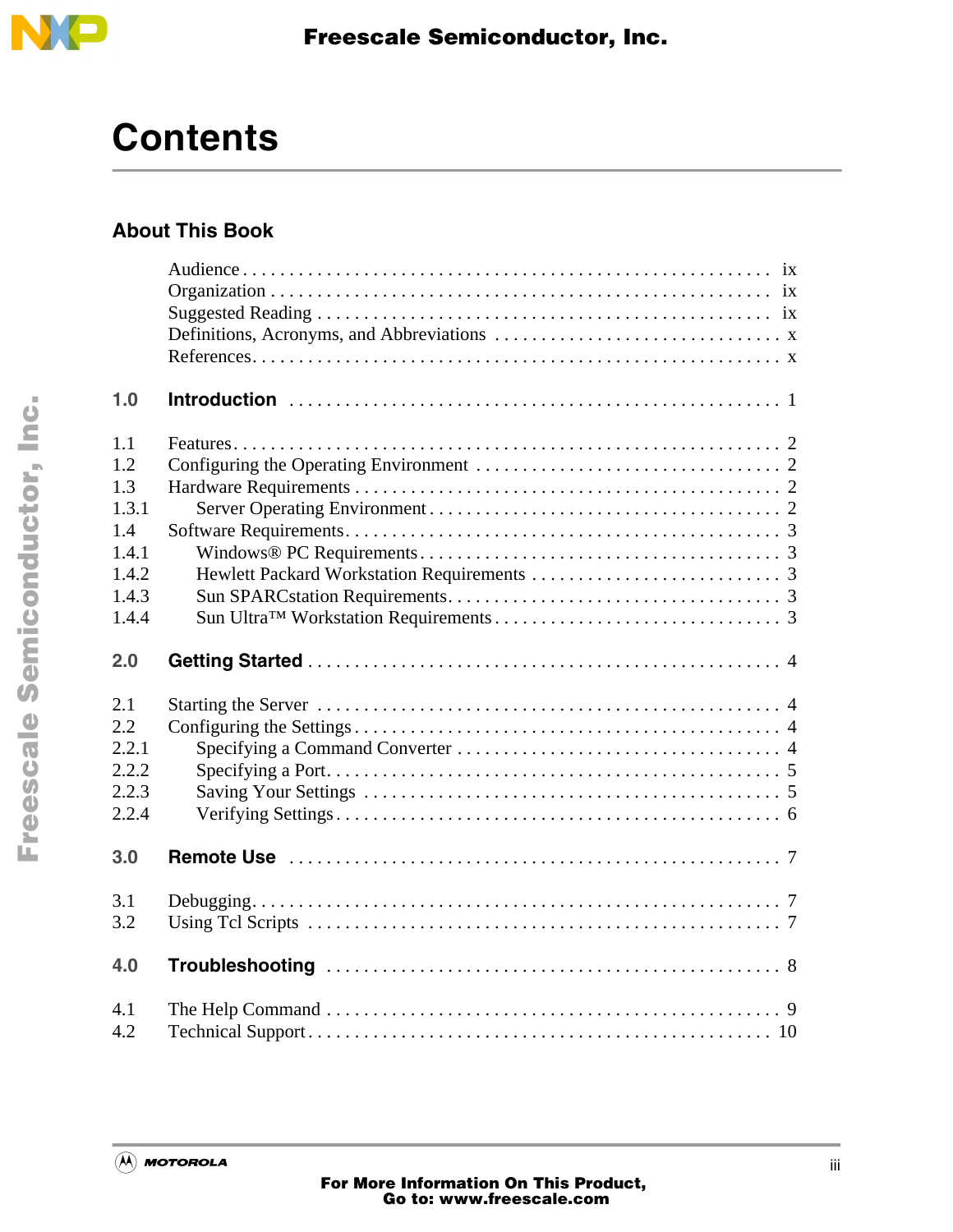# Contents

## About This Book

Audience . . . . . . . . . . . . . . . . . . . . . . . . . . . . . . . . . . . . . . . . . . . . . . . . . . . . . . . ix
Organization . . . . . . . . . . . . . . . . . . . . . . . . . . . . . . . . . . . . . . . . . . . . . . . . . . . . ix
Suggested Reading . . . . . . . . . . . . . . . . . . . . . . . . . . . . . . . . . . . . . . . . . . . . . . . ix
Definitions, Acronyms, and Abbreviations . . . . . . . . . . . . . . . . . . . . . . . . . . . . . . x
References. . . . . . . . . . . . . . . . . . . . . . . . . . . . . . . . . . . . . . . . . . . . . . . . . . . . . . . x

**1.0 Introduction** . . . . . . . . . . . . . . . . . . . . . . . . . . . . . . . . . . . . . . . . . . . . . . . . . . 1

1.1 Features. . . . . . . . . . . . . . . . . . . . . . . . . . . . . . . . . . . . . . . . . . . . . . . . . . . . . . . . . 2
1.2 Configuring the Operating Environment . . . . . . . . . . . . . . . . . . . . . . . . . . . . . . . 2
1.3 Hardware Requirements . . . . . . . . . . . . . . . . . . . . . . . . . . . . . . . . . . . . . . . . . . . . 2
1.3.1 Server Operating Environment . . . . . . . . . . . . . . . . . . . . . . . . . . . . . . . . . . . . . 2
1.4 Software Requirements. . . . . . . . . . . . . . . . . . . . . . . . . . . . . . . . . . . . . . . . . . . . . 3
1.4.1 Windows® PC Requirements. . . . . . . . . . . . . . . . . . . . . . . . . . . . . . . . . . . . . . . 3
1.4.2 Hewlett Packard Workstation Requirements . . . . . . . . . . . . . . . . . . . . . . . . . . . 3
1.4.3 Sun SPARCstation Requirements. . . . . . . . . . . . . . . . . . . . . . . . . . . . . . . . . . . . 3
1.4.4 Sun Ultra™ Workstation Requirements . . . . . . . . . . . . . . . . . . . . . . . . . . . . . . 3

**2.0 Getting Started** . . . . . . . . . . . . . . . . . . . . . . . . . . . . . . . . . . . . . . . . . . . . . . . . . 4

2.1 Starting the Server . . . . . . . . . . . . . . . . . . . . . . . . . . . . . . . . . . . . . . . . . . . . . . . . 4
2.2 Configuring the Settings . . . . . . . . . . . . . . . . . . . . . . . . . . . . . . . . . . . . . . . . . . . . 4
2.2.1 Specifying a Command Converter . . . . . . . . . . . . . . . . . . . . . . . . . . . . . . . . . . . 4
2.2.2 Specifying a Port. . . . . . . . . . . . . . . . . . . . . . . . . . . . . . . . . . . . . . . . . . . . . . . . . 5
2.2.3 Saving Your Settings . . . . . . . . . . . . . . . . . . . . . . . . . . . . . . . . . . . . . . . . . . . . . 5
2.2.4 Verifying Settings. . . . . . . . . . . . . . . . . . . . . . . . . . . . . . . . . . . . . . . . . . . . . . . . . 6

**3.0 Remote Use** . . . . . . . . . . . . . . . . . . . . . . . . . . . . . . . . . . . . . . . . . . . . . . . . . . . . 7

3.1 Debugging. . . . . . . . . . . . . . . . . . . . . . . . . . . . . . . . . . . . . . . . . . . . . . . . . . . . . . . . 7
3.2 Using Tcl Scripts . . . . . . . . . . . . . . . . . . . . . . . . . . . . . . . . . . . . . . . . . . . . . . . . . . 7

**4.0 Troubleshooting** . . . . . . . . . . . . . . . . . . . . . . . . . . . . . . . . . . . . . . . . . . . . . . . . . 8

4.1 The Help Command . . . . . . . . . . . . . . . . . . . . . . . . . . . . . . . . . . . . . . . . . . . . . . . . 9
4.2 Technical Support . . . . . . . . . . . . . . . . . . . . . . . . . . . . . . . . . . . . . . . . . . . . . . . . . 10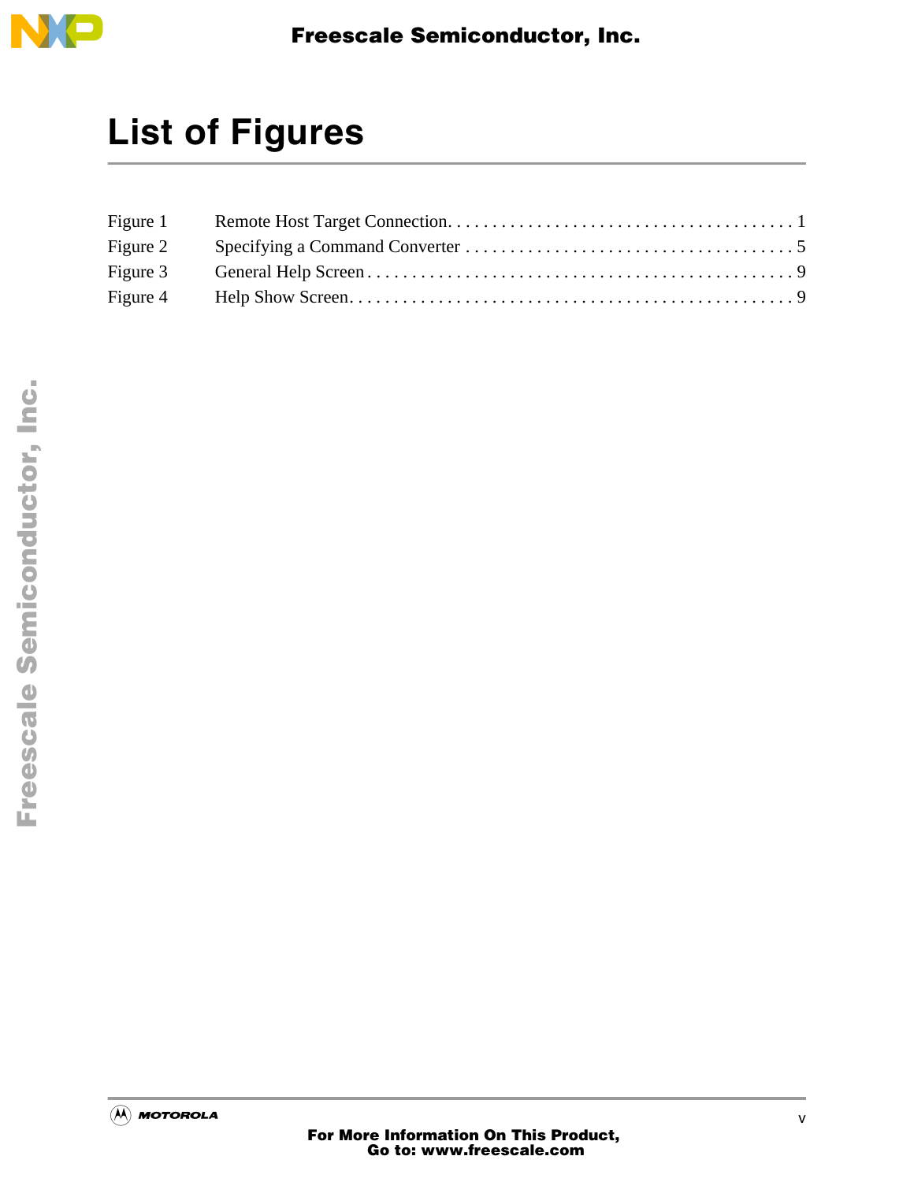# List of Figures

| | | |
|---|---|---|
| Figure 1 | Remote Host Target Connection | 1 |
| Figure 2 | Specifying a Command Converter | 5 |
| Figure 3 | General Help Screen | 9 |
| Figure 4 | Help Show Screen | 9 |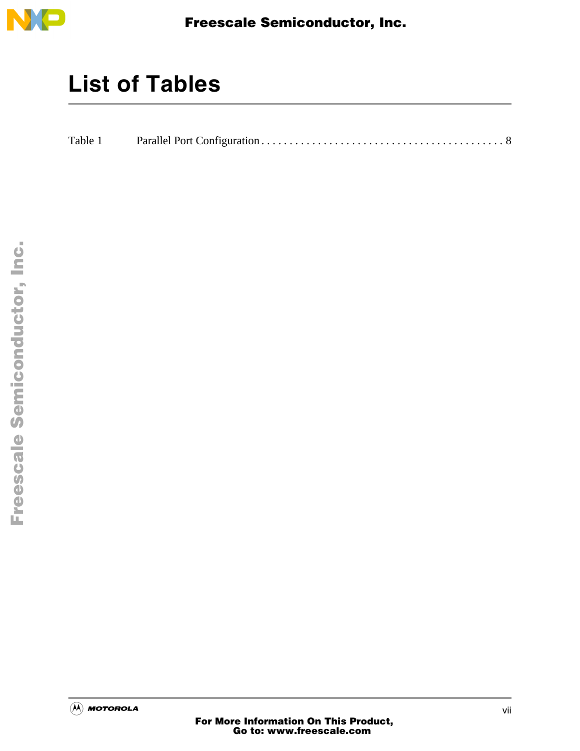# List of Tables

Table 1 Parallel Port Configuration . . . . . . . . . . . . . . . . . . . . . . . . . . . . . . . . . . . . . . . . . . . 8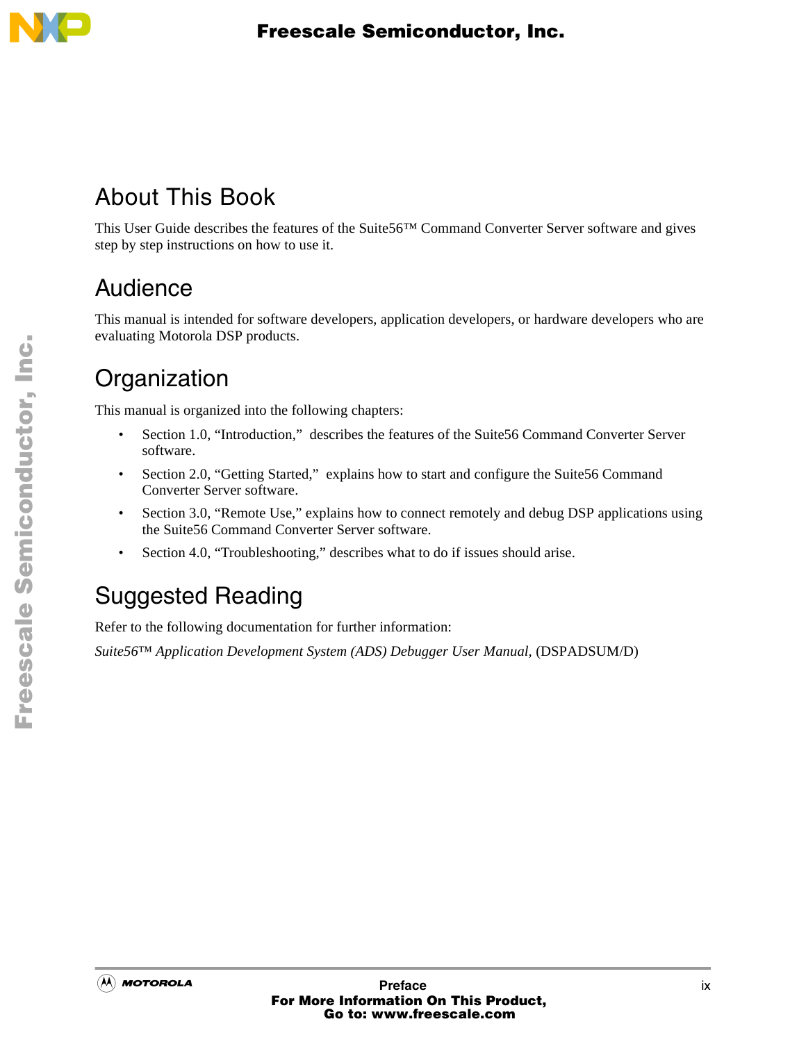# About This Book

This User Guide describes the features of the Suite56™ Command Converter Server software and gives step by step instructions on how to use it.

# Audience

This manual is intended for software developers, application developers, or hardware developers who are evaluating Motorola DSP products.

# Organization

This manual is organized into the following chapters:

- Section 1.0, "Introduction," describes the features of the Suite56 Command Converter Server software.
- Section 2.0, "Getting Started," explains how to start and configure the Suite56 Command Converter Server software.
- Section 3.0, "Remote Use," explains how to connect remotely and debug DSP applications using the Suite56 Command Converter Server software.
- Section 4.0, "Troubleshooting," describes what to do if issues should arise.

# Suggested Reading

Refer to the following documentation for further information:

*Suite56™ Application Development System (ADS) Debugger User Manual,* (DSPADSUM/D)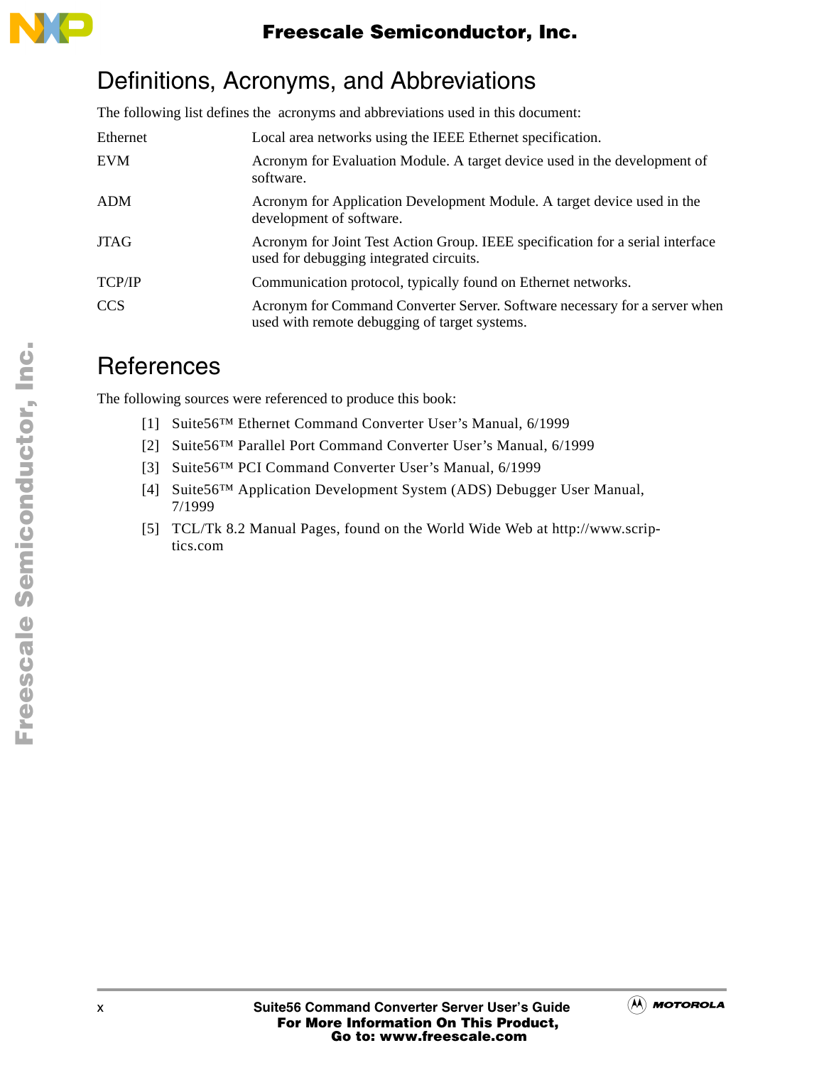# Definitions, Acronyms, and Abbreviations

The following list defines the acronyms and abbreviations used in this document:

| | |
|---|---|
| Ethernet | Local area networks using the IEEE Ethernet specification. |
| EVM | Acronym for Evaluation Module. A target device used in the development of software. |
| ADM | Acronym for Application Development Module. A target device used in the development of software. |
| JTAG | Acronym for Joint Test Action Group. IEEE specification for a serial interface used for debugging integrated circuits. |
| TCP/IP | Communication protocol, typically found on Ethernet networks. |
| CCS | Acronym for Command Converter Server. Software necessary for a server when used with remote debugging of target systems. |

# References

The following sources were referenced to produce this book:

[1] Suite56™ Ethernet Command Converter User's Manual, 6/1999

[2] Suite56™ Parallel Port Command Converter User's Manual, 6/1999

[3] Suite56™ PCI Command Converter User's Manual, 6/1999

[4] Suite56™ Application Development System (ADS) Debugger User Manual, 7/1999

[5] TCL/Tk 8.2 Manual Pages, found on the World Wide Web at http://www.scriptics.com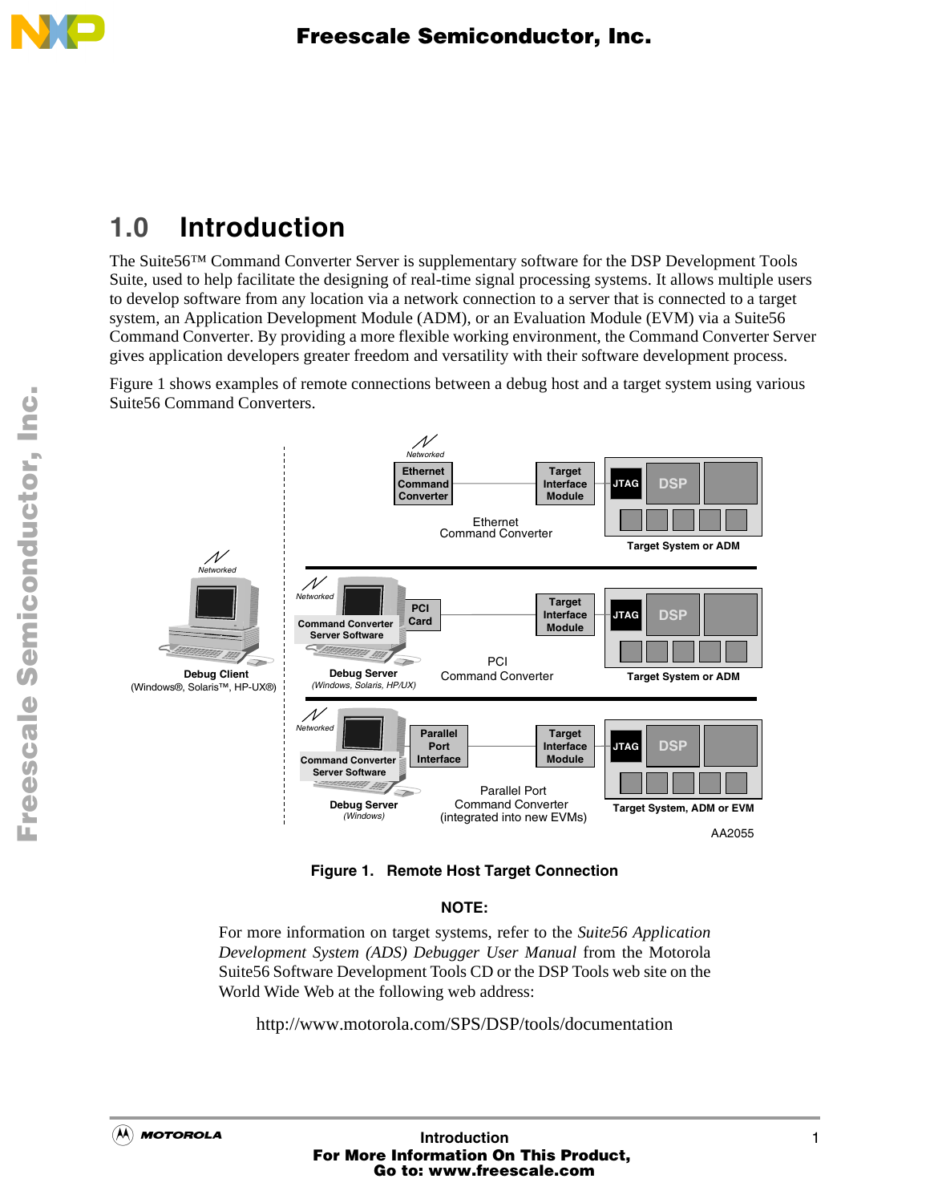# 1.0 Introduction

The Suite56™ Command Converter Server is supplementary software for the DSP Development Tools Suite, used to help facilitate the designing of real-time signal processing systems. It allows multiple users to develop software from any location via a network connection to a server that is connected to a target system, an Application Development Module (ADM), or an Evaluation Module (EVM) via a Suite56 Command Converter. By providing a more flexible working environment, the Command Converter Server gives application developers greater freedom and versatility with their software development process.

Figure 1 shows examples of remote connections between a debug host and a target system using various Suite56 Command Converters.

**Figure 1. Remote Host Target Connection**

**NOTE:**

For more information on target systems, refer to the *Suite56 Application Development System (ADS) Debugger User Manual* from the Motorola Suite56 Software Development Tools CD or the DSP Tools web site on the World Wide Web at the following web address:

http://www.motorola.com/SPS/DSP/tools/documentation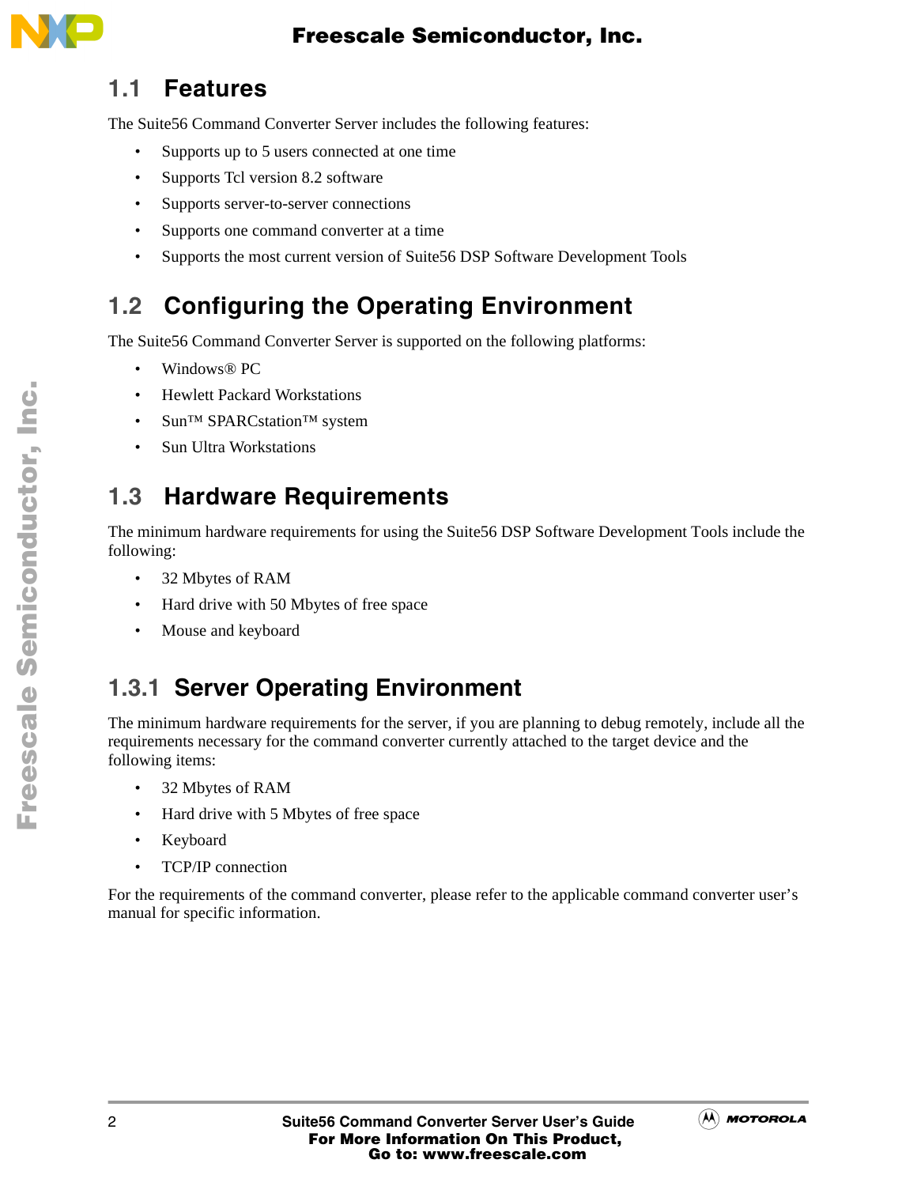## 1.1 Features

The Suite56 Command Converter Server includes the following features:

- Supports up to 5 users connected at one time
- Supports Tcl version 8.2 software
- Supports server-to-server connections
- Supports one command converter at a time
- Supports the most current version of Suite56 DSP Software Development Tools

## 1.2 Configuring the Operating Environment

The Suite56 Command Converter Server is supported on the following platforms:

- Windows® PC
- Hewlett Packard Workstations
- Sun™ SPARCstation™ system
- Sun Ultra Workstations

## 1.3 Hardware Requirements

The minimum hardware requirements for using the Suite56 DSP Software Development Tools include the following:

- 32 Mbytes of RAM
- Hard drive with 50 Mbytes of free space
- Mouse and keyboard

### 1.3.1 Server Operating Environment

The minimum hardware requirements for the server, if you are planning to debug remotely, include all the requirements necessary for the command converter currently attached to the target device and the following items:

- 32 Mbytes of RAM
- Hard drive with 5 Mbytes of free space
- Keyboard
- TCP/IP connection

For the requirements of the command converter, please refer to the applicable command converter user's manual for specific information.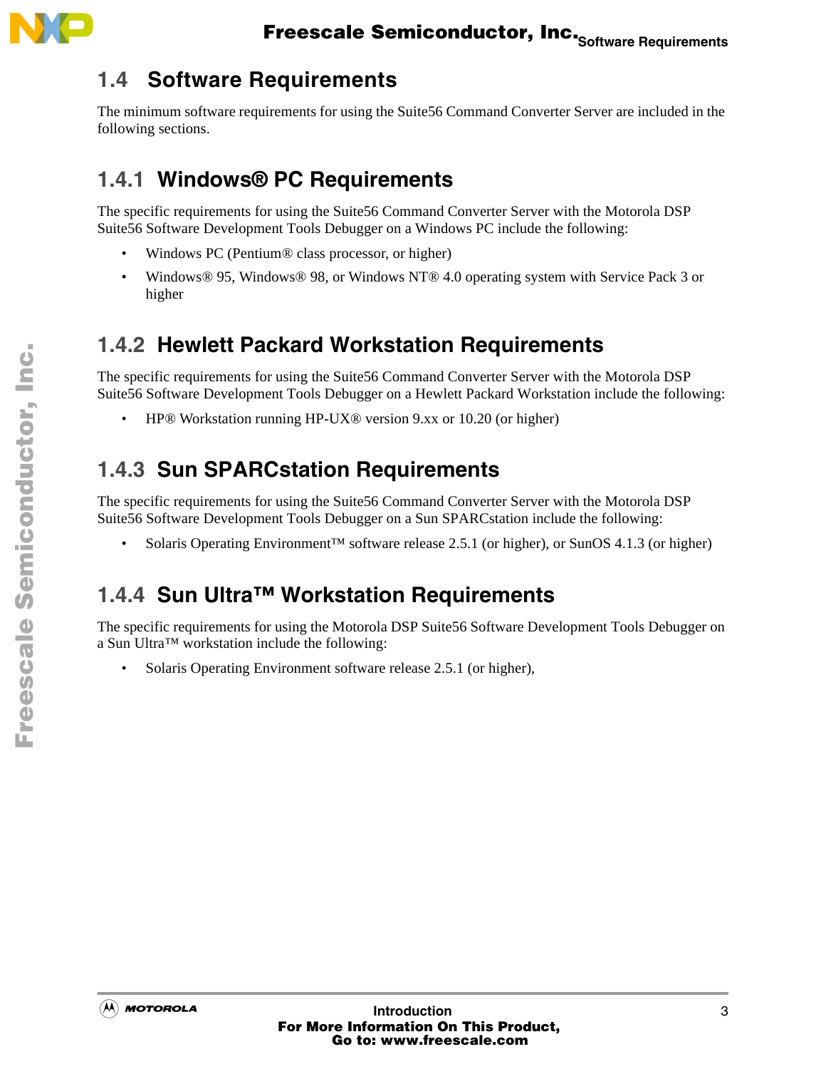## 1.4 Software Requirements

The minimum software requirements for using the Suite56 Command Converter Server are included in the following sections.

### 1.4.1 Windows® PC Requirements

The specific requirements for using the Suite56 Command Converter Server with the Motorola DSP Suite56 Software Development Tools Debugger on a Windows PC include the following:

- Windows PC (Pentium® class processor, or higher)
- Windows® 95, Windows® 98, or Windows NT® 4.0 operating system with Service Pack 3 or higher

### 1.4.2 Hewlett Packard Workstation Requirements

The specific requirements for using the Suite56 Command Converter Server with the Motorola DSP Suite56 Software Development Tools Debugger on a Hewlett Packard Workstation include the following:

- HP® Workstation running HP-UX® version 9.xx or 10.20 (or higher)

### 1.4.3 Sun SPARCstation Requirements

The specific requirements for using the Suite56 Command Converter Server with the Motorola DSP Suite56 Software Development Tools Debugger on a Sun SPARCstation include the following:

- Solaris Operating Environment™ software release 2.5.1 (or higher), or SunOS 4.1.3 (or higher)

### 1.4.4 Sun Ultra™ Workstation Requirements

The specific requirements for using the Motorola DSP Suite56 Software Development Tools Debugger on a Sun Ultra™ workstation include the following:

- Solaris Operating Environment software release 2.5.1 (or higher),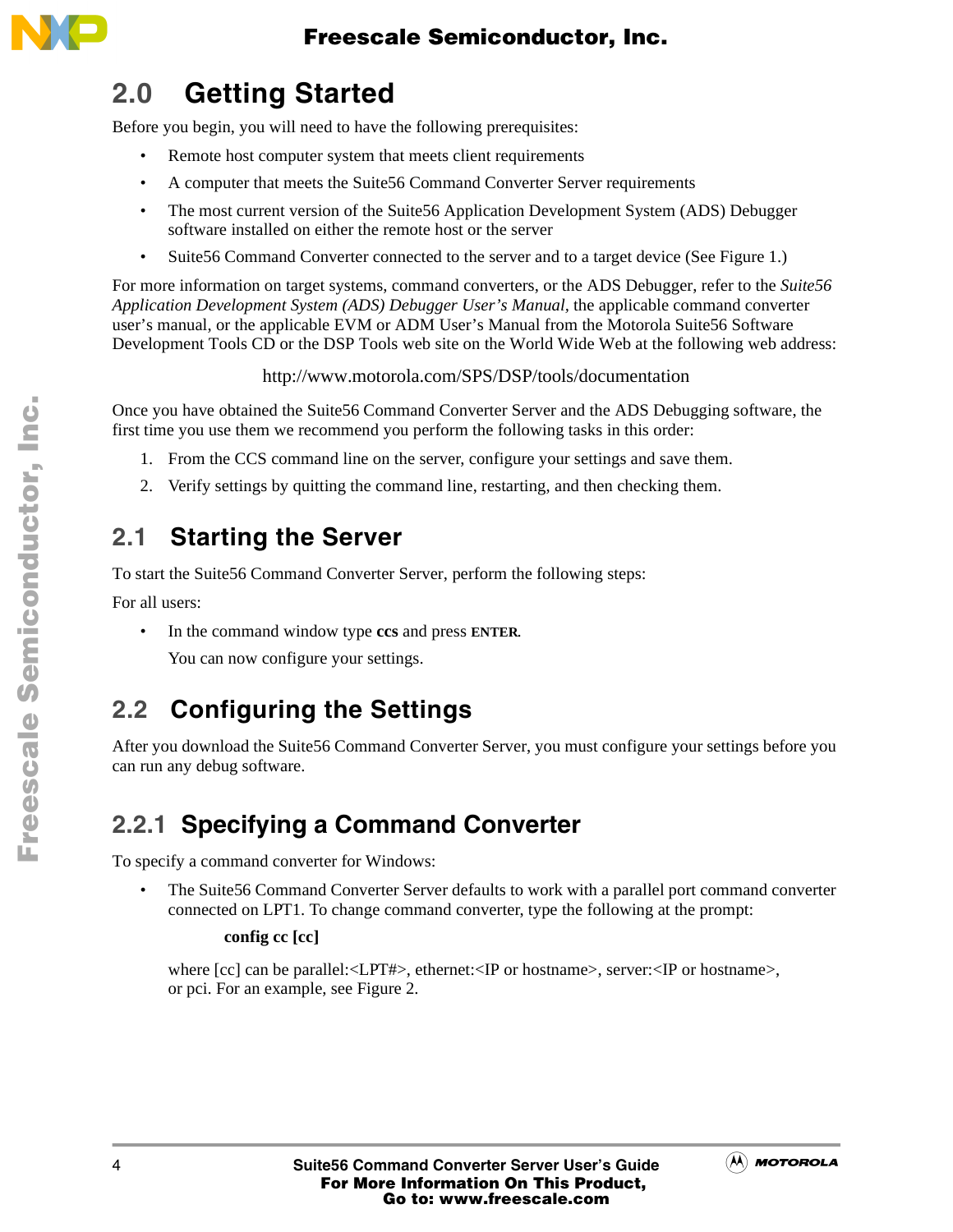## 2.0 Getting Started

Before you begin, you will need to have the following prerequisites:

- Remote host computer system that meets client requirements
- A computer that meets the Suite56 Command Converter Server requirements
- The most current version of the Suite56 Application Development System (ADS) Debugger software installed on either the remote host or the server
- Suite56 Command Converter connected to the server and to a target device (See Figure 1.)

For more information on target systems, command converters, or the ADS Debugger, refer to the *Suite56 Application Development System (ADS) Debugger User's Manual*, the applicable command converter user's manual, or the applicable EVM or ADM User's Manual from the Motorola Suite56 Software Development Tools CD or the DSP Tools web site on the World Wide Web at the following web address:

http://www.motorola.com/SPS/DSP/tools/documentation

Once you have obtained the Suite56 Command Converter Server and the ADS Debugging software, the first time you use them we recommend you perform the following tasks in this order:

1. From the CCS command line on the server, configure your settings and save them.
2. Verify settings by quitting the command line, restarting, and then checking them.

### 2.1 Starting the Server

To start the Suite56 Command Converter Server, perform the following steps:

For all users:

- In the command window type **ccs** and press **ENTER**.

  You can now configure your settings.

### 2.2 Configuring the Settings

After you download the Suite56 Command Converter Server, you must configure your settings before you can run any debug software.

#### 2.2.1 Specifying a Command Converter

To specify a command converter for Windows:

- The Suite56 Command Converter Server defaults to work with a parallel port command converter connected on LPT1. To change command converter, type the following at the prompt:

  **config cc [cc]**

  where [cc] can be parallel:<LPT#>, ethernet:<IP or hostname>, server:<IP or hostname>, or pci. For an example, see Figure 2.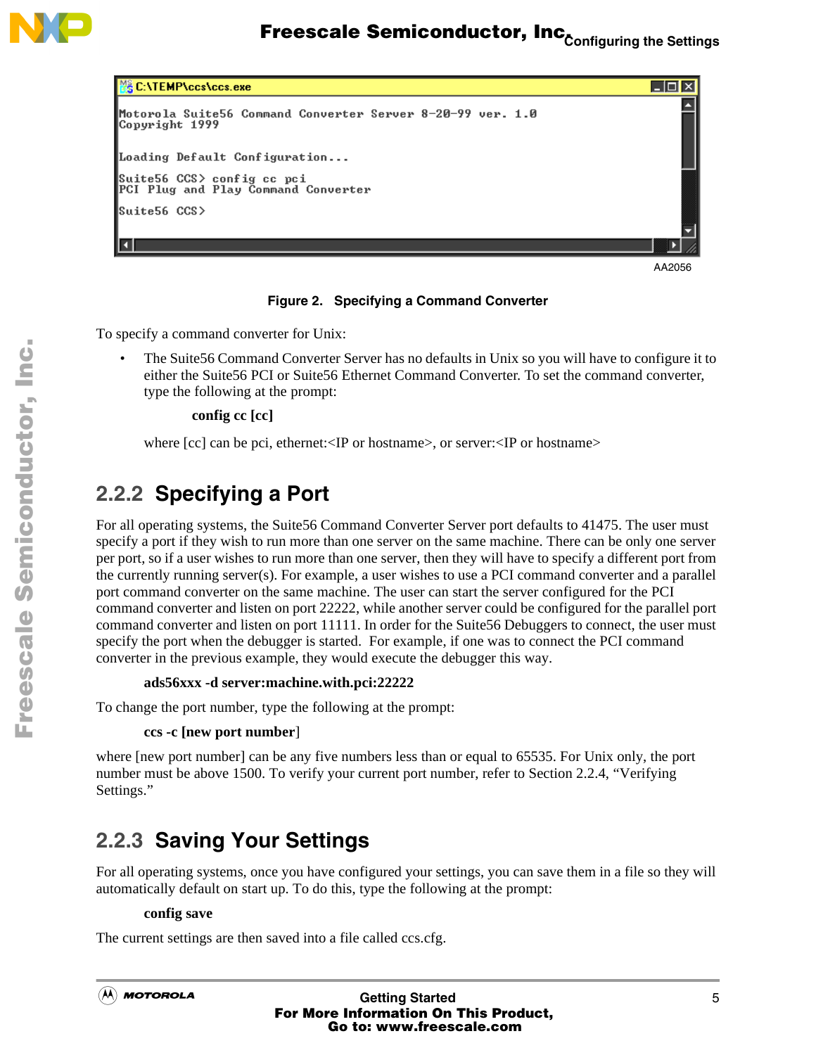```
C:\TEMP\ccs\ccs.exe

Motorola Suite56 Command Converter Server 8-20-99 ver. 1.0
Copyright 1999

Loading Default Configuration...

Suite56 CCS> config cc pci
PCI Plug and Play Command Converter

Suite56 CCS>
```

AA2056

**Figure 2. Specifying a Command Converter**

To specify a command converter for Unix:

- The Suite56 Command Converter Server has no defaults in Unix so you will have to configure it to either the Suite56 PCI or Suite56 Ethernet Command Converter. To set the command converter, type the following at the prompt:

  **config cc [cc]**

  where [cc] can be pci, ethernet:<IP or hostname>, or server:<IP or hostname>

### 2.2.2 Specifying a Port

For all operating systems, the Suite56 Command Converter Server port defaults to 41475. The user must specify a port if they wish to run more than one server on the same machine. There can be only one server per port, so if a user wishes to run more than one server, then they will have to specify a different port from the currently running server(s). For example, a user wishes to use a PCI command converter and a parallel port command converter on the same machine. The user can start the server configured for the PCI command converter and listen on port 22222, while another server could be configured for the parallel port command converter and listen on port 11111. In order for the Suite56 Debuggers to connect, the user must specify the port when the debugger is started. For example, if one was to connect the PCI command converter in the previous example, they would execute the debugger this way.

**ads56xxx -d server:machine.with.pci:22222**

To change the port number, type the following at the prompt:

**ccs -c [new port number]**

where [new port number] can be any five numbers less than or equal to 65535. For Unix only, the port number must be above 1500. To verify your current port number, refer to Section 2.2.4, “Verifying Settings.”

### 2.2.3 Saving Your Settings

For all operating systems, once you have configured your settings, you can save them in a file so they will automatically default on start up. To do this, type the following at the prompt:

**config save**

The current settings are then saved into a file called ccs.cfg.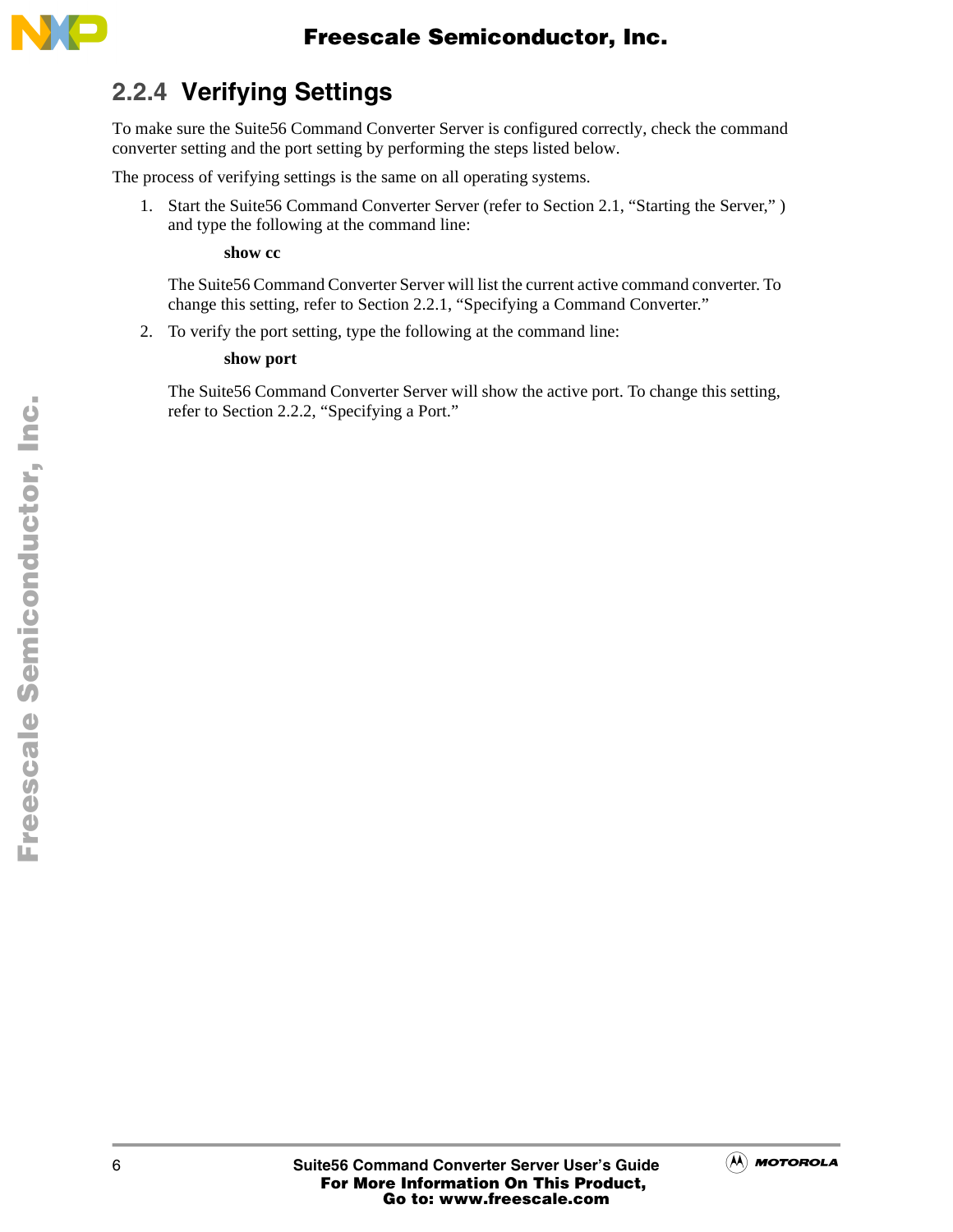### 2.2.4 Verifying Settings

To make sure the Suite56 Command Converter Server is configured correctly, check the command converter setting and the port setting by performing the steps listed below.

The process of verifying settings is the same on all operating systems.

1. Start the Suite56 Command Converter Server (refer to Section 2.1, "Starting the Server," ) and type the following at the command line:

   **show cc**

   The Suite56 Command Converter Server will list the current active command converter. To change this setting, refer to Section 2.2.1, "Specifying a Command Converter."

2. To verify the port setting, type the following at the command line:

   **show port**

   The Suite56 Command Converter Server will show the active port. To change this setting, refer to Section 2.2.2, "Specifying a Port."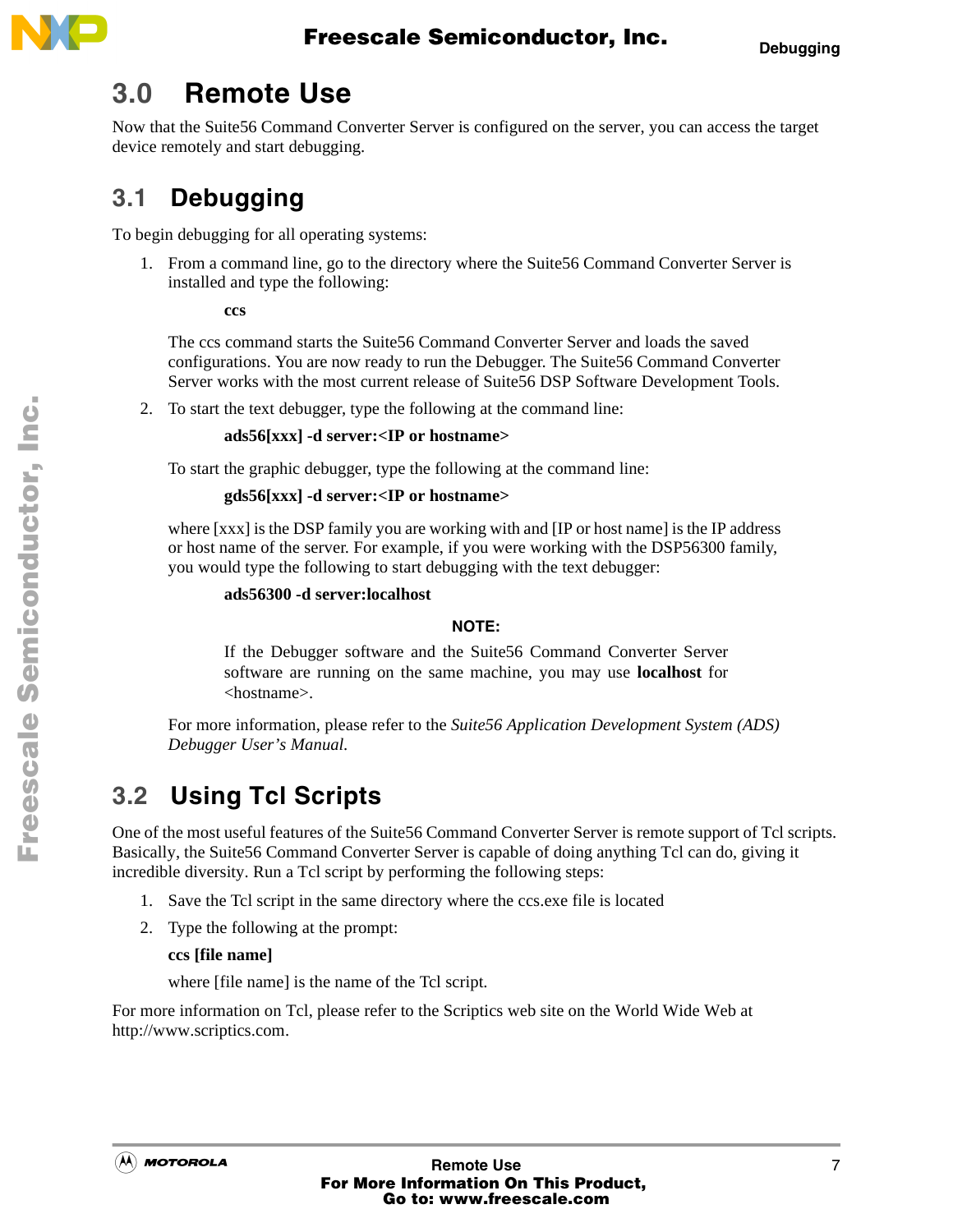# 3.0 Remote Use

Now that the Suite56 Command Converter Server is configured on the server, you can access the target device remotely and start debugging.

## 3.1 Debugging

To begin debugging for all operating systems:

1. From a command line, go to the directory where the Suite56 Command Converter Server is installed and type the following:

   **ccs**

   The ccs command starts the Suite56 Command Converter Server and loads the saved configurations. You are now ready to run the Debugger. The Suite56 Command Converter Server works with the most current release of Suite56 DSP Software Development Tools.

2. To start the text debugger, type the following at the command line:

   **ads56[xxx] -d server:<IP or hostname>**

   To start the graphic debugger, type the following at the command line:

   **gds56[xxx] -d server:<IP or hostname>**

   where [xxx] is the DSP family you are working with and [IP or host name] is the IP address or host name of the server. For example, if you were working with the DSP56300 family, you would type the following to start debugging with the text debugger:

   **ads56300 -d server:localhost**

   **NOTE:**

   If the Debugger software and the Suite56 Command Converter Server software are running on the same machine, you may use **localhost** for <hostname>.

   For more information, please refer to the *Suite56 Application Development System (ADS) Debugger User's Manual.*

## 3.2 Using Tcl Scripts

One of the most useful features of the Suite56 Command Converter Server is remote support of Tcl scripts. Basically, the Suite56 Command Converter Server is capable of doing anything Tcl can do, giving it incredible diversity. Run a Tcl script by performing the following steps:

1. Save the Tcl script in the same directory where the ccs.exe file is located
2. Type the following at the prompt:

   **ccs [file name]**

   where [file name] is the name of the Tcl script.

For more information on Tcl, please refer to the Scriptics web site on the World Wide Web at http://www.scriptics.com.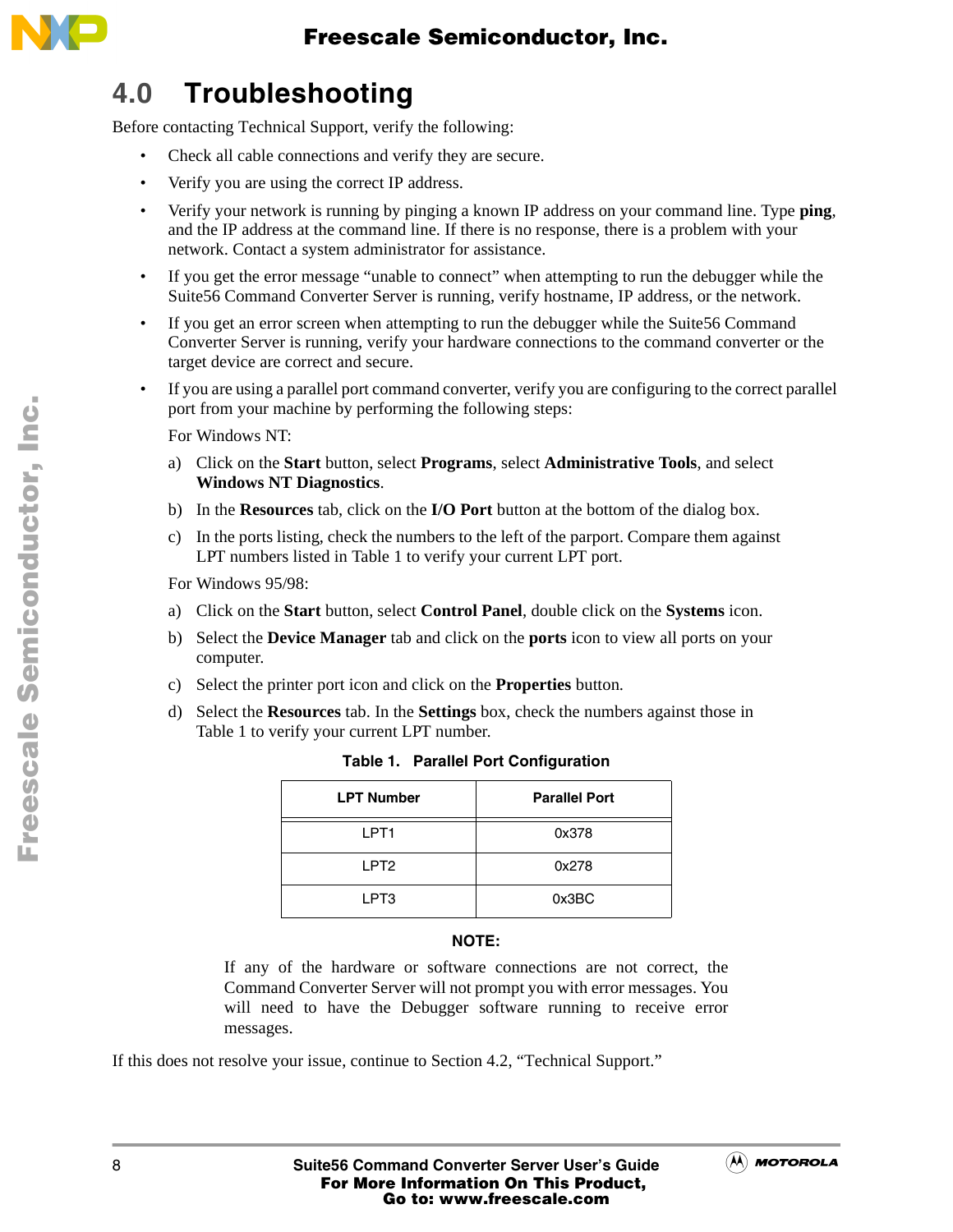# 4.0 Troubleshooting

Before contacting Technical Support, verify the following:

- Check all cable connections and verify they are secure.
- Verify you are using the correct IP address.
- Verify your network is running by pinging a known IP address on your command line. Type **ping**, and the IP address at the command line. If there is no response, there is a problem with your network. Contact a system administrator for assistance.
- If you get the error message "unable to connect" when attempting to run the debugger while the Suite56 Command Converter Server is running, verify hostname, IP address, or the network.
- If you get an error screen when attempting to run the debugger while the Suite56 Command Converter Server is running, verify your hardware connections to the command converter or the target device are correct and secure.
- If you are using a parallel port command converter, verify you are configuring to the correct parallel port from your machine by performing the following steps:

  For Windows NT:

  a) Click on the **Start** button, select **Programs**, select **Administrative Tools**, and select **Windows NT Diagnostics**.

  b) In the **Resources** tab, click on the **I/O Port** button at the bottom of the dialog box.

  c) In the ports listing, check the numbers to the left of the parport. Compare them against LPT numbers listed in Table 1 to verify your current LPT port.

  For Windows 95/98:

  a) Click on the **Start** button, select **Control Panel**, double click on the **Systems** icon.

  b) Select the **Device Manager** tab and click on the **ports** icon to view all ports on your computer.

  c) Select the printer port icon and click on the **Properties** button.

  d) Select the **Resources** tab. In the **Settings** box, check the numbers against those in Table 1 to verify your current LPT number.

**Table 1. Parallel Port Configuration**

| LPT Number | Parallel Port |
|---|---|
| LPT1 | 0x378 |
| LPT2 | 0x278 |
| LPT3 | 0x3BC |

**NOTE:**

If any of the hardware or software connections are not correct, the Command Converter Server will not prompt you with error messages. You will need to have the Debugger software running to receive error messages.

If this does not resolve your issue, continue to Section 4.2, "Technical Support."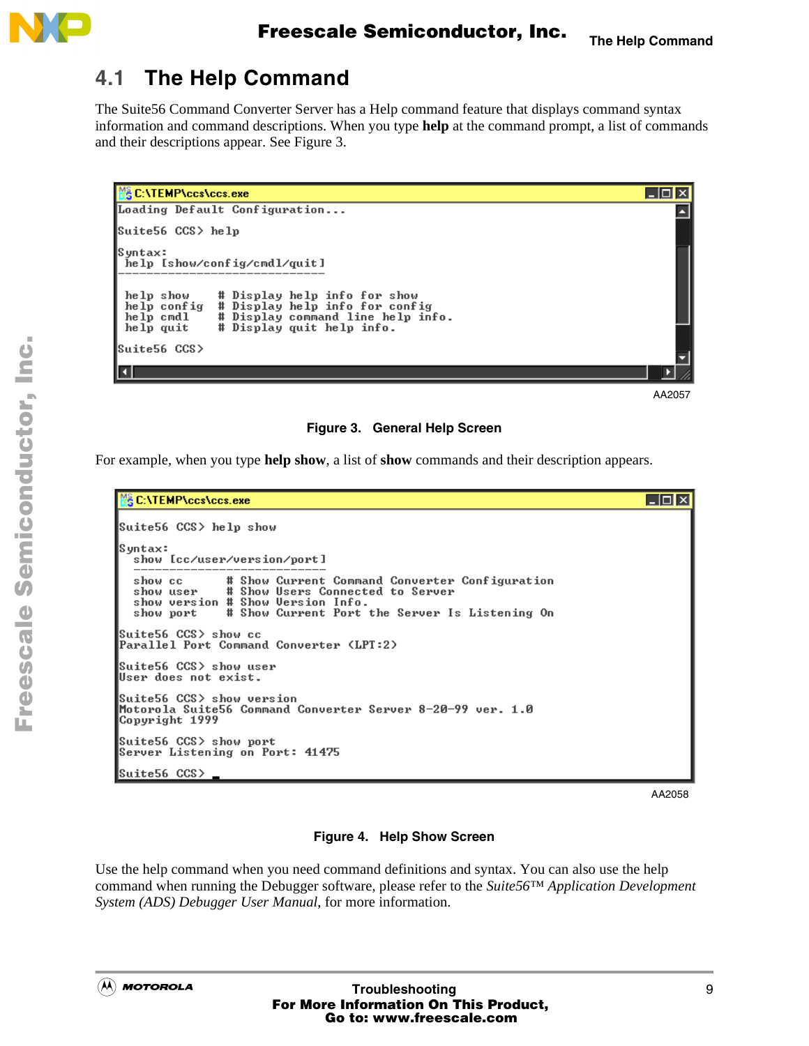## 4.1 The Help Command

The Suite56 Command Converter Server has a Help command feature that displays command syntax information and command descriptions. When you type **help** at the command prompt, a list of commands and their descriptions appear. See Figure 3.

```
C:\TEMP\ccs\ccs.exe
Loading Default Configuration...

Suite56 CCS> help

Syntax:
 help [show/config/cmdl/quit]
------------------------------

 help show     # Display help info for show
 help config   # Display help info for config
 help cmdl     # Display command line help info.
 help quit     # Display quit help info.

Suite56 CCS>
```

AA2057

**Figure 3. General Help Screen**

For example, when you type **help show**, a list of **show** commands and their description appears.

```
C:\TEMP\ccs\ccs.exe

Suite56 CCS> help show

Syntax:
  show [cc/user/version/port]
  ---------------------------

  show cc      # Show Current Command Converter Configuration
  show user    # Show Users Connected to Server
  show version # Show Version Info.
  show port    # Show Current Port the Server Is Listening On

Suite56 CCS> show cc
Parallel Port Command Converter (LPT:2)

Suite56 CCS> show user
User does not exist.

Suite56 CCS> show version
Motorola Suite56 Command Converter Server 8-20-99 ver. 1.0
Copyright 1999

Suite56 CCS> show port
Server Listening on Port: 41475

Suite56 CCS> _
```

AA2058

**Figure 4. Help Show Screen**

Use the help command when you need command definitions and syntax. You can also use the help command when running the Debugger software, please refer to the *Suite56™ Application Development System (ADS) Debugger User Manual*, for more information.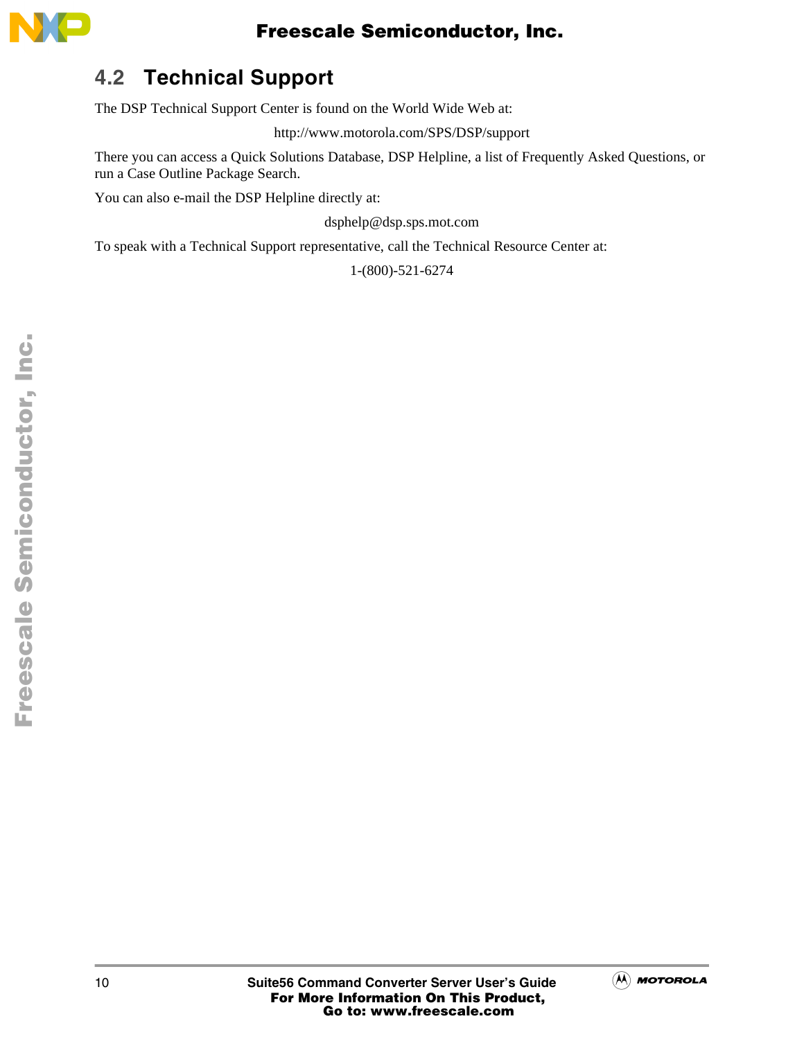## 4.2 Technical Support

The DSP Technical Support Center is found on the World Wide Web at:

http://www.motorola.com/SPS/DSP/support

There you can access a Quick Solutions Database, DSP Helpline, a list of Frequently Asked Questions, or run a Case Outline Package Search.

You can also e-mail the DSP Helpline directly at:

dsphelp@dsp.sps.mot.com

To speak with a Technical Support representative, call the Technical Resource Center at:

1-(800)-521-6274